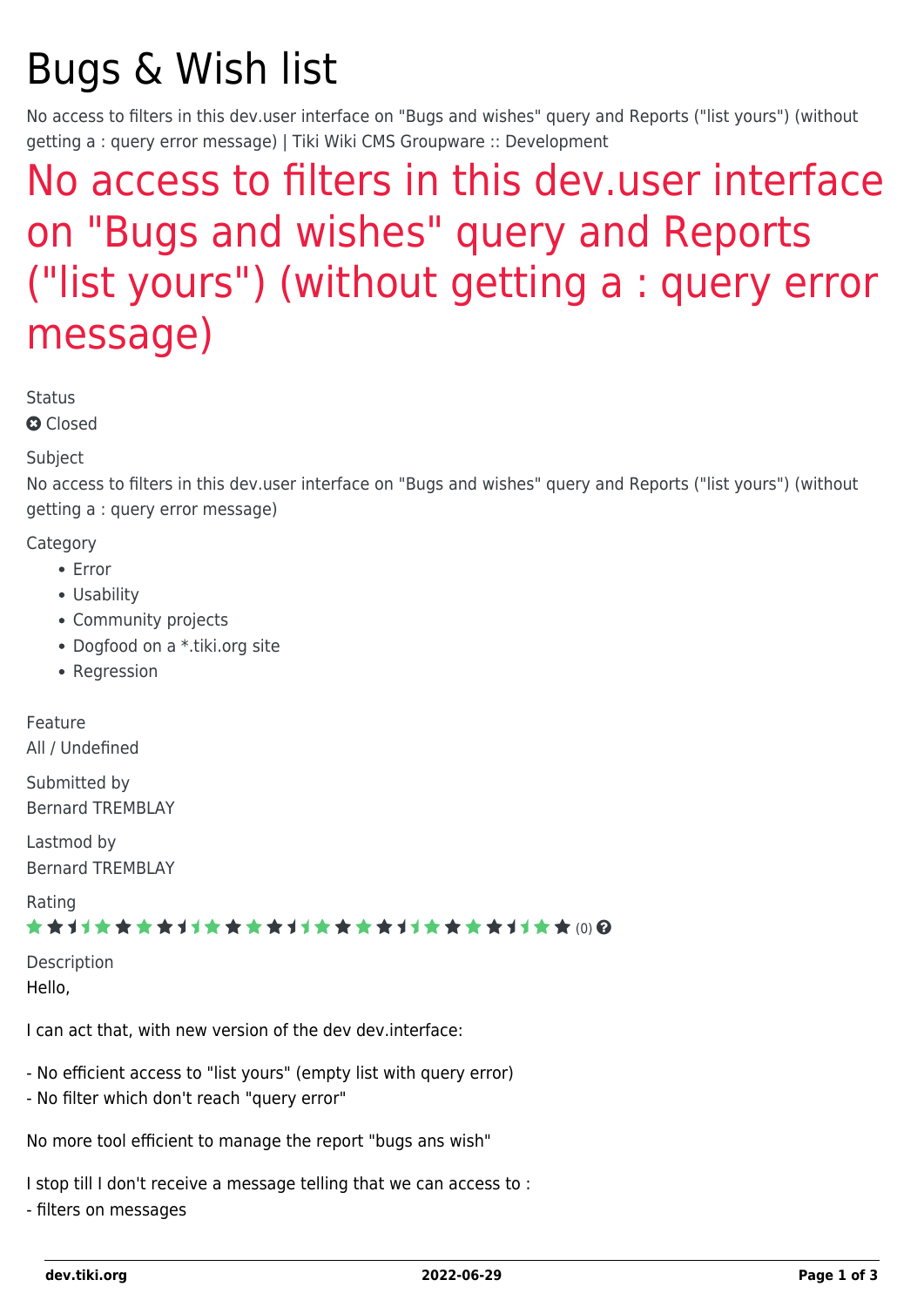# Bugs & Wish list

No access to filters in this dev.user interface on "Bugs and wishes" query and Reports ("list yours") (without getting a : query error message) | Tiki Wiki CMS Groupware :: Development

## No access to filters in this dev.user interface on "Bugs and wishes" query and Reports ("list yours") (without getting a : query error message)

Status

Closed

Subject

No access to filters in this dev.user interface on "Bugs and wishes" query and Reports ("list yours") (without getting a : query error message)

Category

- Error
- Usability
- Community projects
- Dogfood on a *.tiki.org site
- Regression

Feature

All / Undefined

Submitted by

Bernard TREMBLAY

Lastmod by

Bernard TREMBLAY

Rating

(0)

Description

Hello,

I can act that, with new version of the dev dev.interface:

- No efficient access to "list yours" (empty list with query error)
- No filter which don't reach "query error"

No more tool efficient to manage the report "bugs ans wish"

I stop till I don't receive a message telling that we can access to :
- filters on messages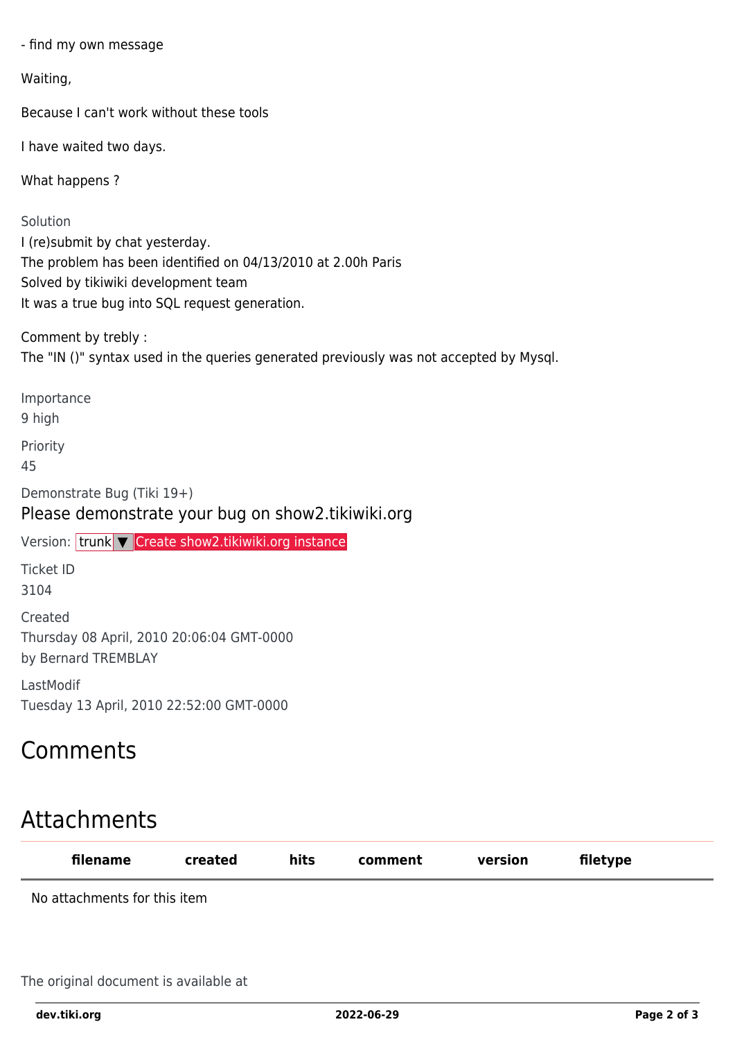- find my own message

Waiting,

Because I can't work without these tools

I have waited two days.

What happens ?

Solution

I (re)submit by chat yesterday.
The problem has been identified on 04/13/2010 at 2.00h Paris
Solved by tikiwiki development team
It was a true bug into SQL request generation.

Comment by trebly :
The "IN ()" syntax used in the queries generated previously was not accepted by Mysql.

Importance

9 high

Priority

45

Demonstrate Bug (Tiki 19+)

Please demonstrate your bug on show2.tikiwiki.org

Version: trunk ▼ Create show2.tikiwiki.org instance

Ticket ID

3104

Created

Thursday 08 April, 2010 20:06:04 GMT-0000
by Bernard TREMBLAY

LastModif

Tuesday 13 April, 2010 22:52:00 GMT-0000

## Comments

## Attachments

| filename | created | hits | comment | version | filetype |
|---|---|---|---|---|---|
| No attachments for this item | | | | | |

The original document is available at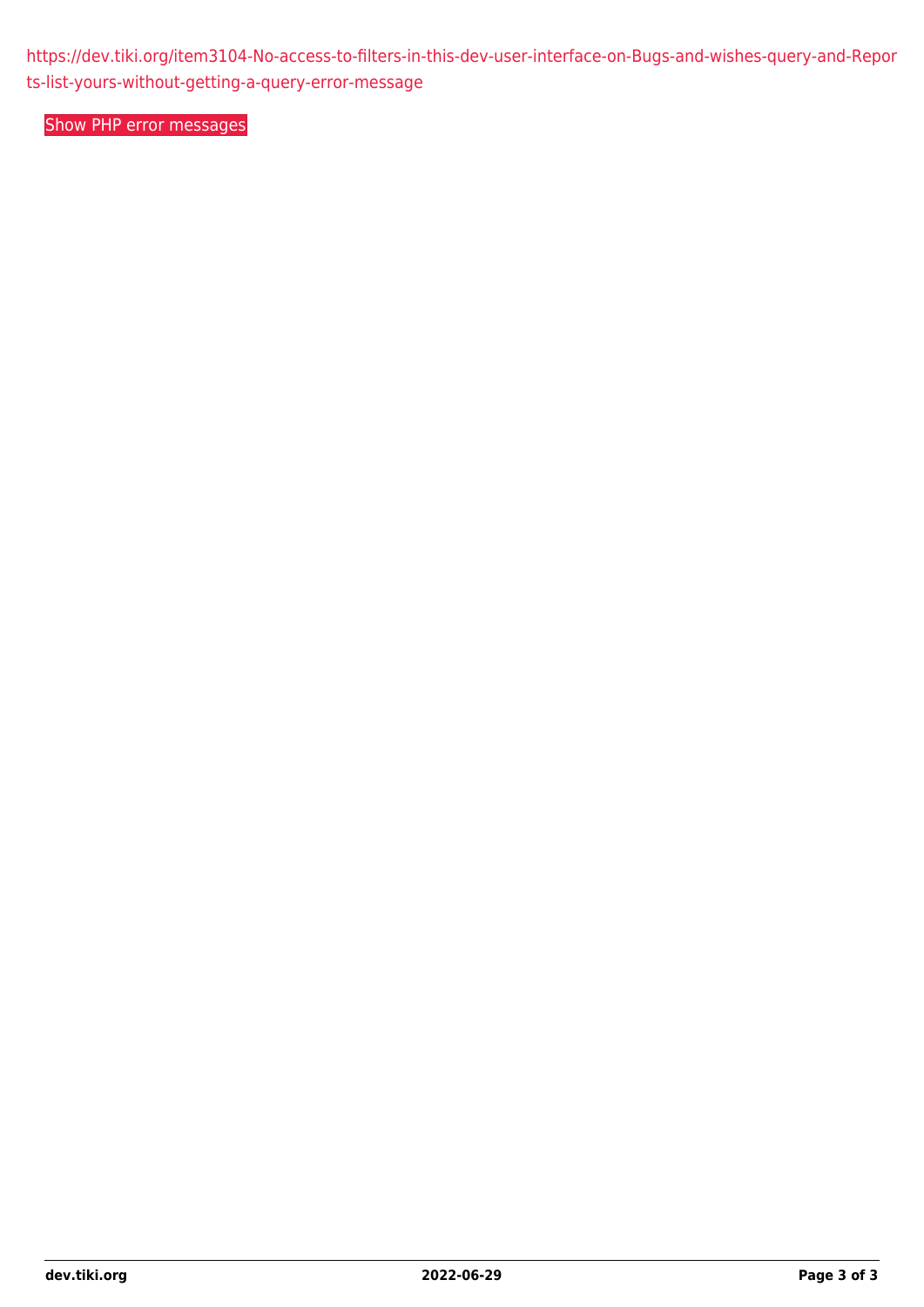https://dev.tiki.org/item3104-No-access-to-filters-in-this-dev-user-interface-on-Bugs-and-wishes-query-and-Reports-list-yours-without-getting-a-query-error-message

Show PHP error messages